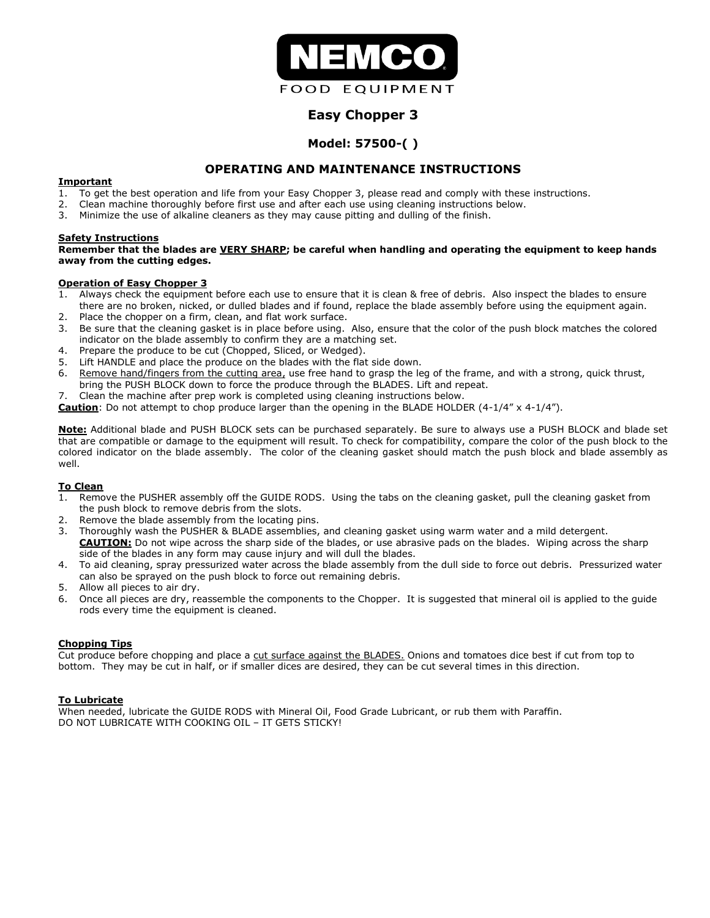# NEMCO

FOOD EQUIPMENT

## Easy Chopper 3

### Model: 57500-( )

### OPERATING AND MAINTENANCE INSTRUCTIONS

**Important**

1. To get the best operation and life from your Easy Chopper 3, please read and comply with these instructions.
2. Clean machine thoroughly before first use and after each use using cleaning instructions below.
3. Minimize the use of alkaline cleaners as they may cause pitting and dulling of the finish.

**Safety Instructions**

**Remember that the blades are VERY SHARP; be careful when handling and operating the equipment to keep hands away from the cutting edges.**

**Operation of Easy Chopper 3**

1. Always check the equipment before each use to ensure that it is clean & free of debris. Also inspect the blades to ensure there are no broken, nicked, or dulled blades and if found, replace the blade assembly before using the equipment again.
2. Place the chopper on a firm, clean, and flat work surface.
3. Be sure that the cleaning gasket is in place before using. Also, ensure that the color of the push block matches the colored indicator on the blade assembly to confirm they are a matching set.
4. Prepare the produce to be cut (Chopped, Sliced, or Wedged).
5. Lift HANDLE and place the produce on the blades with the flat side down.
6. Remove hand/fingers from the cutting area, use free hand to grasp the leg of the frame, and with a strong, quick thrust, bring the PUSH BLOCK down to force the produce through the BLADES. Lift and repeat.
7. Clean the machine after prep work is completed using cleaning instructions below.

**Caution**: Do not attempt to chop produce larger than the opening in the BLADE HOLDER (4-1/4" x 4-1/4").

**Note:** Additional blade and PUSH BLOCK sets can be purchased separately. Be sure to always use a PUSH BLOCK and blade set that are compatible or damage to the equipment will result. To check for compatibility, compare the color of the push block to the colored indicator on the blade assembly. The color of the cleaning gasket should match the push block and blade assembly as well.

**To Clean**

1. Remove the PUSHER assembly off the GUIDE RODS. Using the tabs on the cleaning gasket, pull the cleaning gasket from the push block to remove debris from the slots.
2. Remove the blade assembly from the locating pins.
3. Thoroughly wash the PUSHER & BLADE assemblies, and cleaning gasket using warm water and a mild detergent.
   **CAUTION:** Do not wipe across the sharp side of the blades, or use abrasive pads on the blades. Wiping across the sharp side of the blades in any form may cause injury and will dull the blades.
4. To aid cleaning, spray pressurized water across the blade assembly from the dull side to force out debris. Pressurized water can also be sprayed on the push block to force out remaining debris.
5. Allow all pieces to air dry.
6. Once all pieces are dry, reassemble the components to the Chopper. It is suggested that mineral oil is applied to the guide rods every time the equipment is cleaned.

**Chopping Tips**

Cut produce before chopping and place a cut surface against the BLADES. Onions and tomatoes dice best if cut from top to bottom. They may be cut in half, or if smaller dices are desired, they can be cut several times in this direction.

**To Lubricate**

When needed, lubricate the GUIDE RODS with Mineral Oil, Food Grade Lubricant, or rub them with Paraffin.
DO NOT LUBRICATE WITH COOKING OIL – IT GETS STICKY!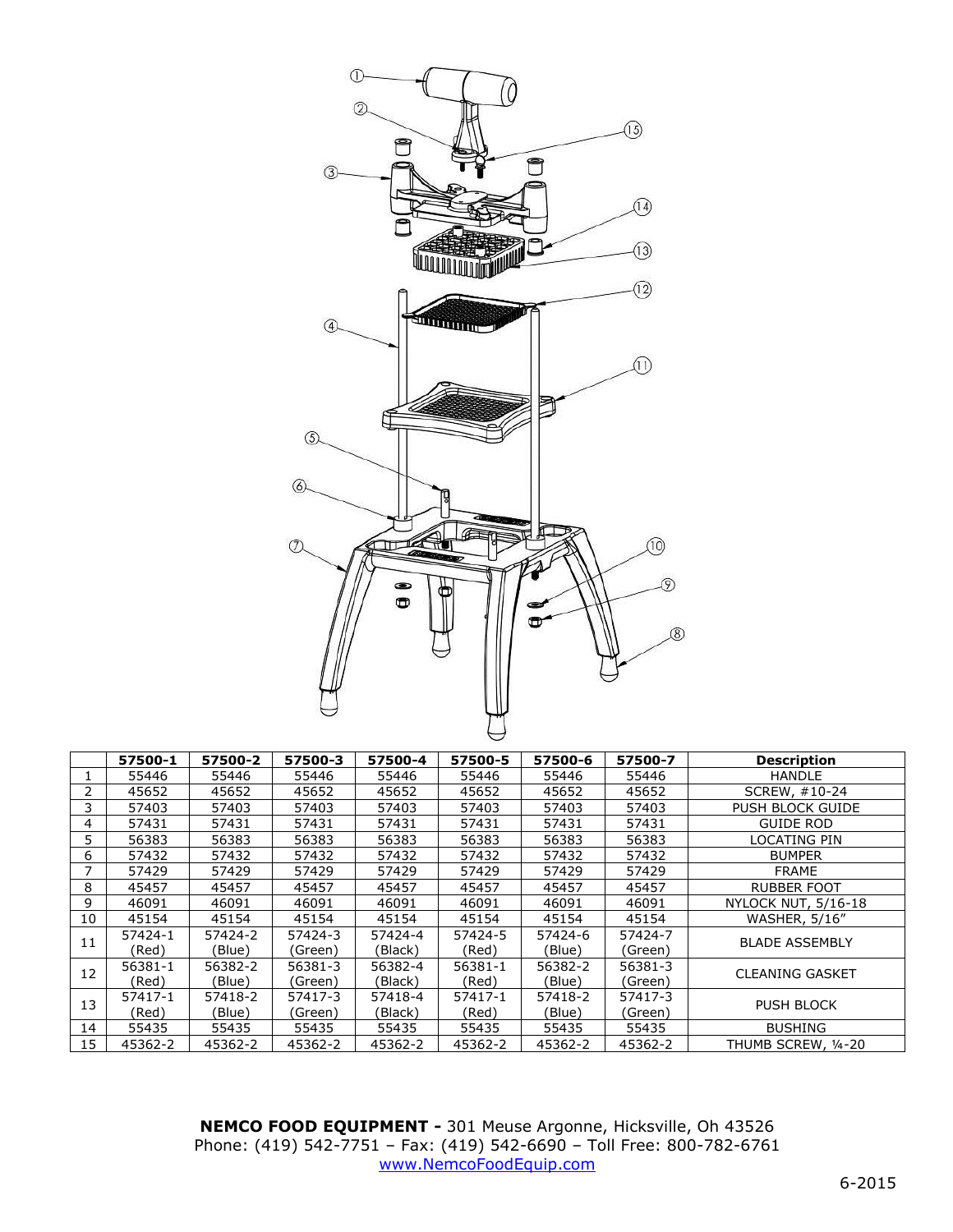| | 57500-1 | 57500-2 | 57500-3 | 57500-4 | 57500-5 | 57500-6 | 57500-7 | Description |
|---|---|---|---|---|---|---|---|---|
| 1 | 55446 | 55446 | 55446 | 55446 | 55446 | 55446 | 55446 | HANDLE |
| 2 | 45652 | 45652 | 45652 | 45652 | 45652 | 45652 | 45652 | SCREW, #10-24 |
| 3 | 57403 | 57403 | 57403 | 57403 | 57403 | 57403 | 57403 | PUSH BLOCK GUIDE |
| 4 | 57431 | 57431 | 57431 | 57431 | 57431 | 57431 | 57431 | GUIDE ROD |
| 5 | 56383 | 56383 | 56383 | 56383 | 56383 | 56383 | 56383 | LOCATING PIN |
| 6 | 57432 | 57432 | 57432 | 57432 | 57432 | 57432 | 57432 | BUMPER |
| 7 | 57429 | 57429 | 57429 | 57429 | 57429 | 57429 | 57429 | FRAME |
| 8 | 45457 | 45457 | 45457 | 45457 | 45457 | 45457 | 45457 | RUBBER FOOT |
| 9 | 46091 | 46091 | 46091 | 46091 | 46091 | 46091 | 46091 | NYLOCK NUT, 5/16-18 |
| 10 | 45154 | 45154 | 45154 | 45154 | 45154 | 45154 | 45154 | WASHER, 5/16" |
| 11 | 57424-1 (Red) | 57424-2 (Blue) | 57424-3 (Green) | 57424-4 (Black) | 57424-5 (Red) | 57424-6 (Blue) | 57424-7 (Green) | BLADE ASSEMBLY |
| 12 | 56381-1 (Red) | 56382-2 (Blue) | 56381-3 (Green) | 56382-4 (Black) | 56381-1 (Red) | 56382-2 (Blue) | 56381-3 (Green) | CLEANING GASKET |
| 13 | 57417-1 (Red) | 57418-2 (Blue) | 57417-3 (Green) | 57418-4 (Black) | 57417-1 (Red) | 57418-2 (Blue) | 57417-3 (Green) | PUSH BLOCK |
| 14 | 55435 | 55435 | 55435 | 55435 | 55435 | 55435 | 55435 | BUSHING |
| 15 | 45362-2 | 45362-2 | 45362-2 | 45362-2 | 45362-2 | 45362-2 | 45362-2 | THUMB SCREW, ¼-20 |

**NEMCO FOOD EQUIPMENT -** 301 Meuse Argonne, Hicksville, Oh 43526
Phone: (419) 542-7751 – Fax: (419) 542-6690 – Toll Free: 800-782-6761
www.NemcoFoodEquip.com

6-2015